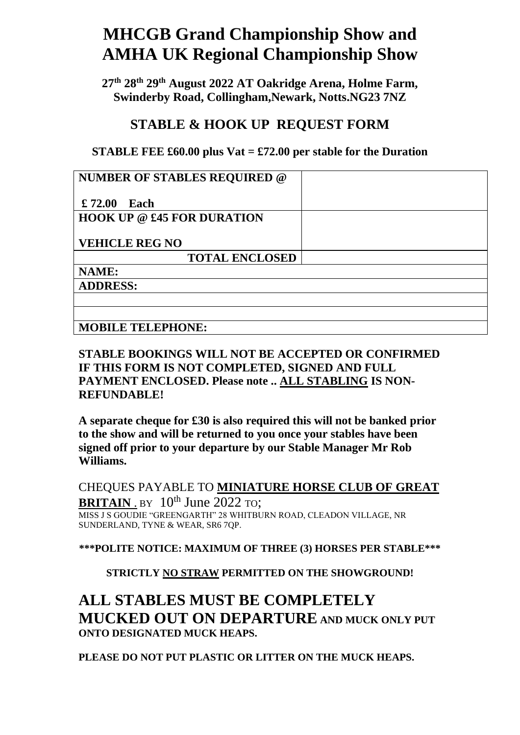# MHCGB Grand Championship Show and AMHA UK Regional Championship Show

**27th 28th 29th August 2022 AT Oakridge Arena, Holme Farm, Swinderby Road, Collingham,Newark, Notts.NG23 7NZ**

## STABLE & HOOK UP REQUEST FORM

**STABLE FEE £60.00 plus Vat = £72.00 per stable for the Duration**

| | |
|---|---|
| **NUMBER OF STABLES REQUIRED @ £ 72.00 Each** | |
| **HOOK UP @ £45 FOR DURATION**<br>**VEHICLE REG NO** | |
| **TOTAL ENCLOSED** | |
| **NAME:** | |
| **ADDRESS:** | |
| | |
| | |
| **MOBILE TELEPHONE:** | |

**STABLE BOOKINGS WILL NOT BE ACCEPTED OR CONFIRMED IF THIS FORM IS NOT COMPLETED, SIGNED AND FULL PAYMENT ENCLOSED. Please note .. ALL STABLING IS NON-REFUNDABLE!**

**A separate cheque for £30 is also required this will not be banked prior to the show and will be returned to you once your stables have been signed off prior to your departure by our Stable Manager Mr Rob Williams.**

CHEQUES PAYABLE TO **MINIATURE HORSE CLUB OF GREAT BRITAIN** . BY 10th June 2022 TO;
MISS J S GOUDIE "GREENGARTH" 28 WHITBURN ROAD, CLEADON VILLAGE, NR SUNDERLAND, TYNE & WEAR, SR6 7QP.

**\*\*\*POLITE NOTICE: MAXIMUM OF THREE (3) HORSES PER STABLE\*\*\***

**STRICTLY NO STRAW PERMITTED ON THE SHOWGROUND!**

## ALL STABLES MUST BE COMPLETELY MUCKED OUT ON DEPARTURE AND MUCK ONLY PUT ONTO DESIGNATED MUCK HEAPS.

**PLEASE DO NOT PUT PLASTIC OR LITTER ON THE MUCK HEAPS.**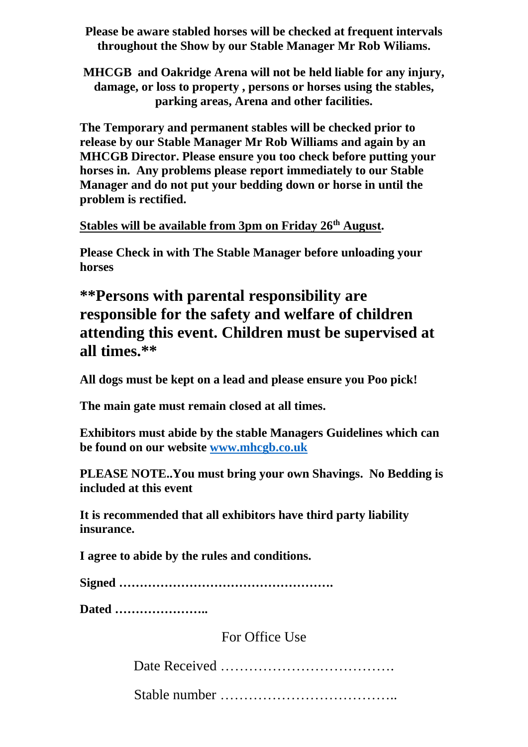**Please be aware stabled horses will be checked at frequent intervals throughout the Show by our Stable Manager Mr Rob Wiliams.**

**MHCGB and Oakridge Arena will not be held liable for any injury, damage, or loss to property , persons or horses using the stables, parking areas, Arena and other facilities.**

**The Temporary and permanent stables will be checked prior to release by our Stable Manager Mr Rob Williams and again by an MHCGB Director. Please ensure you too check before putting your horses in. Any problems please report immediately to our Stable Manager and do not put your bedding down or horse in until the problem is rectified.**

**<u>Stables will be available from 3pm on Friday 26th August</u>.**

**Please Check in with The Stable Manager before unloading your horses**

## **Persons with parental responsibility are responsible for the safety and welfare of children attending this event. Children must be supervised at all times.**

**All dogs must be kept on a lead and please ensure you Poo pick!**

**The main gate must remain closed at all times.**

**Exhibitors must abide by the stable Managers Guidelines which can be found on our website [www.mhcgb.co.uk](http://www.mhcgb.co.uk)**

**PLEASE NOTE..You must bring your own Shavings. No Bedding is included at this event**

**It is recommended that all exhibitors have third party liability insurance.**

**I agree to abide by the rules and conditions.**

**Signed …………………………………………….**

**Dated …………………..**

For Office Use

Date Received ……………………………….

Stable number ………………………………..